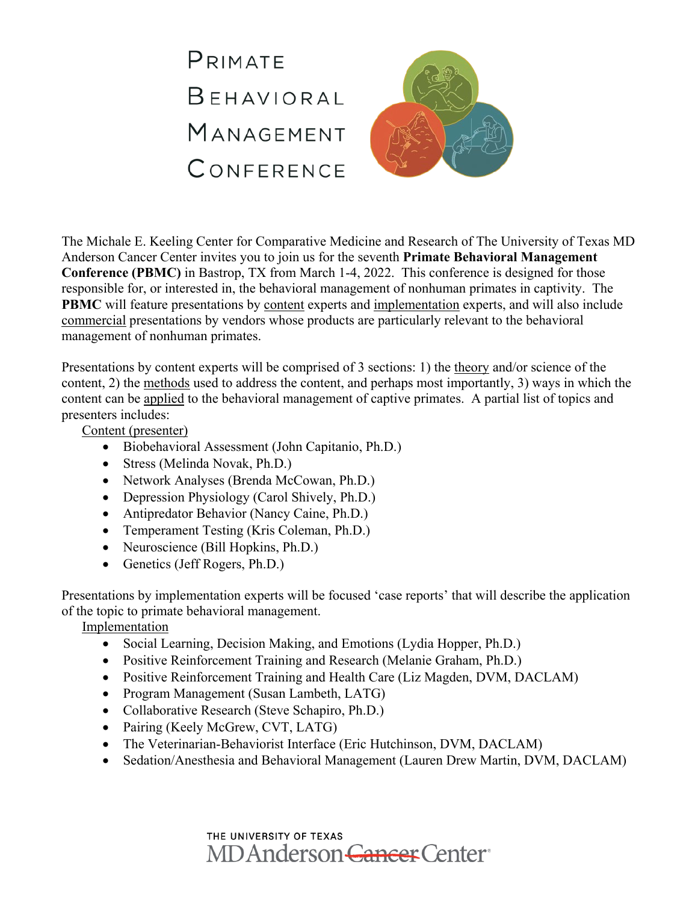# Primate Behavioral Management Conference

The Michale E. Keeling Center for Comparative Medicine and Research of The University of Texas MD Anderson Cancer Center invites you to join us for the seventh **Primate Behavioral Management Conference (PBMC)** in Bastrop, TX from March 1-4, 2022. This conference is designed for those responsible for, or interested in, the behavioral management of nonhuman primates in captivity. The **PBMC** will feature presentations by <u>content</u> experts and <u>implementation</u> experts, and will also include <u>commercial</u> presentations by vendors whose products are particularly relevant to the behavioral management of nonhuman primates.

Presentations by content experts will be comprised of 3 sections: 1) the <u>theory</u> and/or science of the content, 2) the <u>methods</u> used to address the content, and perhaps most importantly, 3) ways in which the content can be <u>applied</u> to the behavioral management of captive primates. A partial list of topics and presenters includes:

<u>Content (presenter)</u>

- Biobehavioral Assessment (John Capitanio, Ph.D.)
- Stress (Melinda Novak, Ph.D.)
- Network Analyses (Brenda McCowan, Ph.D.)
- Depression Physiology (Carol Shively, Ph.D.)
- Antipredator Behavior (Nancy Caine, Ph.D.)
- Temperament Testing (Kris Coleman, Ph.D.)
- Neuroscience (Bill Hopkins, Ph.D.)
- Genetics (Jeff Rogers, Ph.D.)

Presentations by implementation experts will be focused 'case reports' that will describe the application of the topic to primate behavioral management.

<u>Implementation</u>

- Social Learning, Decision Making, and Emotions (Lydia Hopper, Ph.D.)
- Positive Reinforcement Training and Research (Melanie Graham, Ph.D.)
- Positive Reinforcement Training and Health Care (Liz Magden, DVM, DACLAM)
- Program Management (Susan Lambeth, LATG)
- Collaborative Research (Steve Schapiro, Ph.D.)
- Pairing (Keely McGrew, CVT, LATG)
- The Veterinarian-Behaviorist Interface (Eric Hutchinson, DVM, DACLAM)
- Sedation/Anesthesia and Behavioral Management (Lauren Drew Martin, DVM, DACLAM)

THE UNIVERSITY OF TEXAS
MD Anderson ~~Cancer~~ Center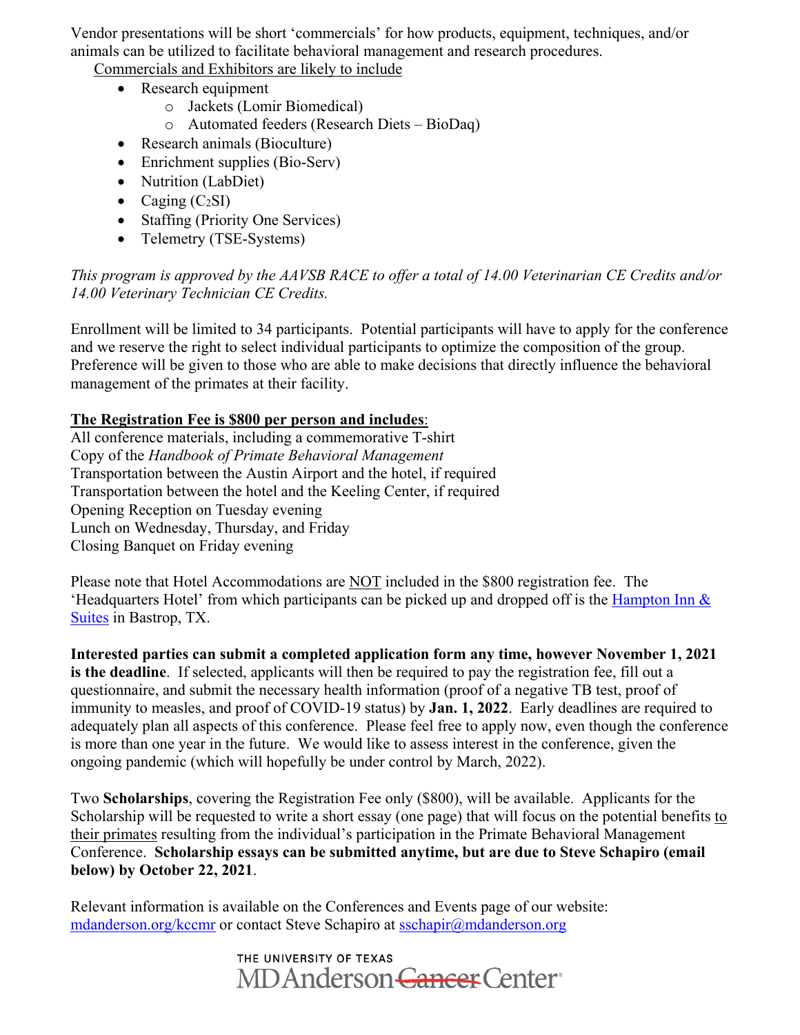Vendor presentations will be short 'commercials' for how products, equipment, techniques, and/or animals can be utilized to facilitate behavioral management and research procedures.

Commercials and Exhibitors are likely to include

- Research equipment
  - Jackets (Lomir Biomedical)
  - Automated feeders (Research Diets – BioDaq)
- Research animals (Bioculture)
- Enrichment supplies (Bio-Serv)
- Nutrition (LabDiet)
- Caging ($C_2$SI)
- Staffing (Priority One Services)
- Telemetry (TSE-Systems)

*This program is approved by the AAVSB RACE to offer a total of 14.00 Veterinarian CE Credits and/or 14.00 Veterinary Technician CE Credits.*

Enrollment will be limited to 34 participants. Potential participants will have to apply for the conference and we reserve the right to select individual participants to optimize the composition of the group. Preference will be given to those who are able to make decisions that directly influence the behavioral management of the primates at their facility.

**The Registration Fee is $800 per person and includes**:

All conference materials, including a commemorative T-shirt
Copy of the *Handbook of Primate Behavioral Management*
Transportation between the Austin Airport and the hotel, if required
Transportation between the hotel and the Keeling Center, if required
Opening Reception on Tuesday evening
Lunch on Wednesday, Thursday, and Friday
Closing Banquet on Friday evening

Please note that Hotel Accommodations are NOT included in the $800 registration fee. The 'Headquarters Hotel' from which participants can be picked up and dropped off is the Hampton Inn & Suites in Bastrop, TX.

**Interested parties can submit a completed application form any time, however November 1, 2021 is the deadline**. If selected, applicants will then be required to pay the registration fee, fill out a questionnaire, and submit the necessary health information (proof of a negative TB test, proof of immunity to measles, and proof of COVID-19 status) by **Jan. 1, 2022**. Early deadlines are required to adequately plan all aspects of this conference. Please feel free to apply now, even though the conference is more than one year in the future. We would like to assess interest in the conference, given the ongoing pandemic (which will hopefully be under control by March, 2022).

Two **Scholarships**, covering the Registration Fee only ($800), will be available. Applicants for the Scholarship will be requested to write a short essay (one page) that will focus on the potential benefits to their primates resulting from the individual's participation in the Primate Behavioral Management Conference. **Scholarship essays can be submitted anytime, but are due to Steve Schapiro (email below) by October 22, 2021**.

Relevant information is available on the Conferences and Events page of our website: mdanderson.org/kccmr or contact Steve Schapiro at sschapir@mdanderson.org

THE UNIVERSITY OF TEXAS
MD Anderson Cancer Center